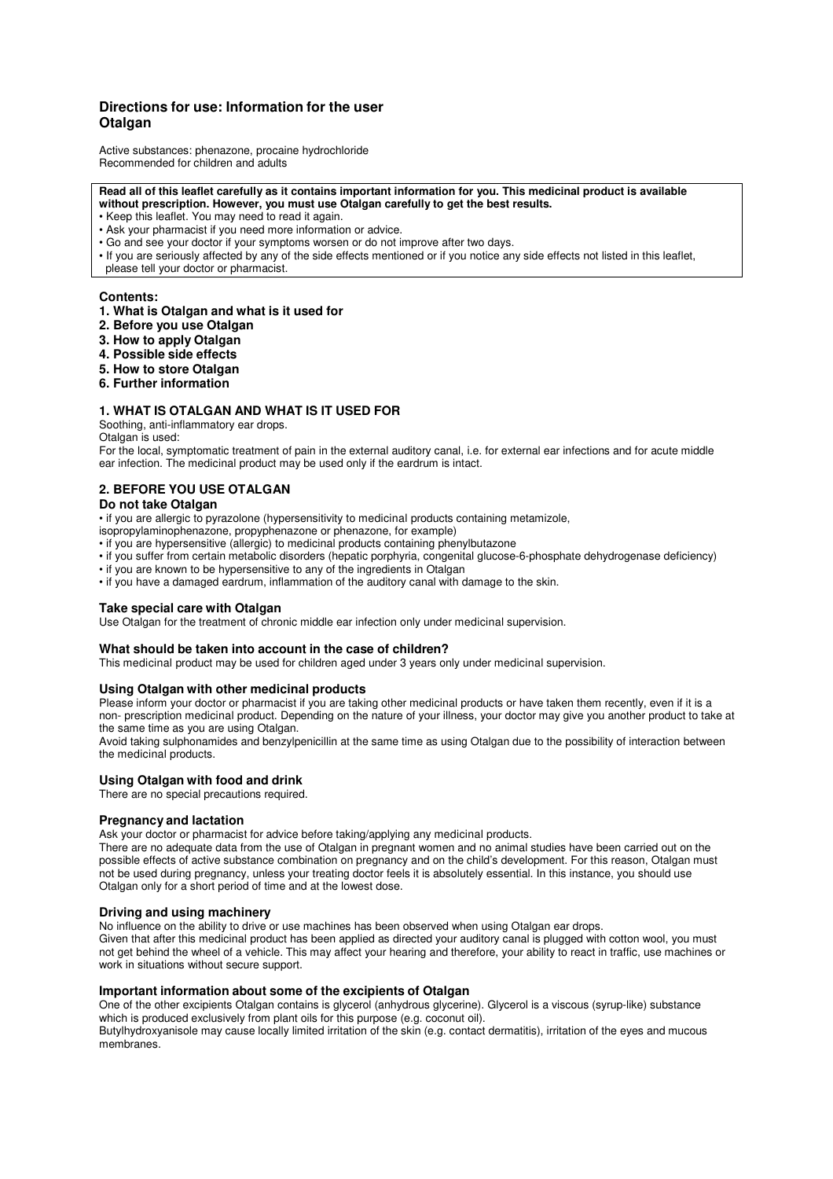# Directions for use: Information for the user
# Otalgan

Active substances: phenazone, procaine hydrochloride
Recommended for children and adults

**Read all of this leaflet carefully as it contains important information for you. This medicinal product is available without prescription. However, you must use Otalgan carefully to get the best results.**

- Keep this leaflet. You may need to read it again.
- Ask your pharmacist if you need more information or advice.
- Go and see your doctor if your symptoms worsen or do not improve after two days.
- If you are seriously affected by any of the side effects mentioned or if you notice any side effects not listed in this leaflet, please tell your doctor or pharmacist.

**Contents:**

1. **What is Otalgan and what is it used for**
2. **Before you use Otalgan**
3. **How to apply Otalgan**
4. **Possible side effects**
5. **How to store Otalgan**
6. **Further information**

## 1. WHAT IS OTALGAN AND WHAT IS IT USED FOR

Soothing, anti-inflammatory ear drops.

Otalgan is used:

For the local, symptomatic treatment of pain in the external auditory canal, i.e. for external ear infections and for acute middle ear infection. The medicinal product may be used only if the eardrum is intact.

## 2. BEFORE YOU USE OTALGAN

### Do not take Otalgan

- if you are allergic to pyrazolone (hypersensitivity to medicinal products containing metamizole, isopropylaminophenazone, propyphenazone or phenazone, for example)
- if you are hypersensitive (allergic) to medicinal products containing phenylbutazone
- if you suffer from certain metabolic disorders (hepatic porphyria, congenital glucose-6-phosphate dehydrogenase deficiency)
- if you are known to be hypersensitive to any of the ingredients in Otalgan
- if you have a damaged eardrum, inflammation of the auditory canal with damage to the skin.

### Take special care with Otalgan

Use Otalgan for the treatment of chronic middle ear infection only under medicinal supervision.

### What should be taken into account in the case of children?

This medicinal product may be used for children aged under 3 years only under medicinal supervision.

### Using Otalgan with other medicinal products

Please inform your doctor or pharmacist if you are taking other medicinal products or have taken them recently, even if it is a non- prescription medicinal product. Depending on the nature of your illness, your doctor may give you another product to take at the same time as you are using Otalgan.

Avoid taking sulphonamides and benzylpenicillin at the same time as using Otalgan due to the possibility of interaction between the medicinal products.

### Using Otalgan with food and drink

There are no special precautions required.

### Pregnancy and lactation

Ask your doctor or pharmacist for advice before taking/applying any medicinal products.

There are no adequate data from the use of Otalgan in pregnant women and no animal studies have been carried out on the possible effects of active substance combination on pregnancy and on the child's development. For this reason, Otalgan must not be used during pregnancy, unless your treating doctor feels it is absolutely essential. In this instance, you should use Otalgan only for a short period of time and at the lowest dose.

### Driving and using machinery

No influence on the ability to drive or use machines has been observed when using Otalgan ear drops.

Given that after this medicinal product has been applied as directed your auditory canal is plugged with cotton wool, you must not get behind the wheel of a vehicle. This may affect your hearing and therefore, your ability to react in traffic, use machines or work in situations without secure support.

### Important information about some of the excipients of Otalgan

One of the other excipients Otalgan contains is glycerol (anhydrous glycerine). Glycerol is a viscous (syrup-like) substance which is produced exclusively from plant oils for this purpose (e.g. coconut oil).

Butylhydroxyanisole may cause locally limited irritation of the skin (e.g. contact dermatitis), irritation of the eyes and mucous membranes.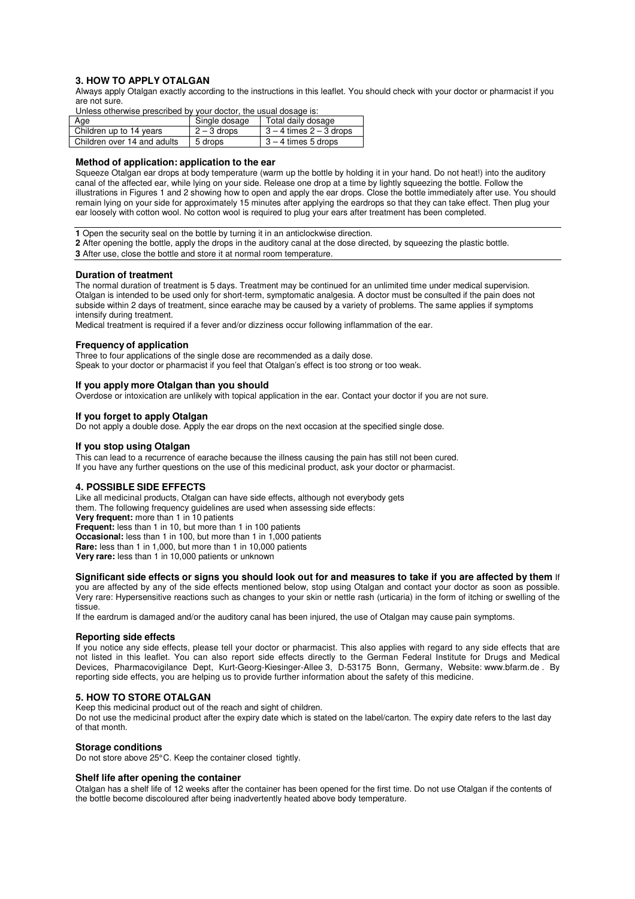## 3. HOW TO APPLY OTALGAN

Always apply Otalgan exactly according to the instructions in this leaflet. You should check with your doctor or pharmacist if you are not sure.

Unless otherwise prescribed by your doctor, the usual dosage is:

| Age | Single dosage | Total daily dosage |
|---|---|---|
| Children up to 14 years | 2 – 3 drops | 3 – 4 times 2 – 3 drops |
| Children over 14 and adults | 5 drops | 3 – 4 times 5 drops |

### Method of application: application to the ear

Squeeze Otalgan ear drops at body temperature (warm up the bottle by holding it in your hand. Do not heat!) into the auditory canal of the affected ear, while lying on your side. Release one drop at a time by lightly squeezing the bottle. Follow the illustrations in Figures 1 and 2 showing how to open and apply the ear drops. Close the bottle immediately after use. You should remain lying on your side for approximately 15 minutes after applying the eardrops so that they can take effect. Then plug your ear loosely with cotton wool. No cotton wool is required to plug your ears after treatment has been completed.

**1** Open the security seal on the bottle by turning it in an anticlockwise direction.
**2** After opening the bottle, apply the drops in the auditory canal at the dose directed, by squeezing the plastic bottle.
**3** After use, close the bottle and store it at normal room temperature.

### Duration of treatment

The normal duration of treatment is 5 days. Treatment may be continued for an unlimited time under medical supervision. Otalgan is intended to be used only for short-term, symptomatic analgesia. A doctor must be consulted if the pain does not subside within 2 days of treatment, since earache may be caused by a variety of problems. The same applies if symptoms intensify during treatment.

Medical treatment is required if a fever and/or dizziness occur following inflammation of the ear.

### Frequency of application

Three to four applications of the single dose are recommended as a daily dose.

Speak to your doctor or pharmacist if you feel that Otalgan's effect is too strong or too weak.

### If you apply more Otalgan than you should

Overdose or intoxication are unlikely with topical application in the ear. Contact your doctor if you are not sure.

### If you forget to apply Otalgan

Do not apply a double dose. Apply the ear drops on the next occasion at the specified single dose.

### If you stop using Otalgan

This can lead to a recurrence of earache because the illness causing the pain has still not been cured.

If you have any further questions on the use of this medicinal product, ask your doctor or pharmacist.

## 4. POSSIBLE SIDE EFFECTS

Like all medicinal products, Otalgan can have side effects, although not everybody gets them. The following frequency guidelines are used when assessing side effects:

**Very frequent:** more than 1 in 10 patients
**Frequent:** less than 1 in 10, but more than 1 in 100 patients
**Occasional:** less than 1 in 100, but more than 1 in 1,000 patients
**Rare:** less than 1 in 1,000, but more than 1 in 10,000 patients
**Very rare:** less than 1 in 10,000 patients or unknown

**Significant side effects or signs you should look out for and measures to take if you are affected by them** If you are affected by any of the side effects mentioned below, stop using Otalgan and contact your doctor as soon as possible. Very rare: Hypersensitive reactions such as changes to your skin or nettle rash (urticaria) in the form of itching or swelling of the tissue.

If the eardrum is damaged and/or the auditory canal has been injured, the use of Otalgan may cause pain symptoms.

### Reporting side effects

If you notice any side effects, please tell your doctor or pharmacist. This also applies with regard to any side effects that are not listed in this leaflet. You can also report side effects directly to the German Federal Institute for Drugs and Medical Devices, Pharmacovigilance Dept, Kurt-Georg-Kiesinger-Allee 3, D-53175 Bonn, Germany, Website: www.bfarm.de . By reporting side effects, you are helping us to provide further information about the safety of this medicine.

## 5. HOW TO STORE OTALGAN

Keep this medicinal product out of the reach and sight of children.

Do not use the medicinal product after the expiry date which is stated on the label/carton. The expiry date refers to the last day of that month.

### Storage conditions

Do not store above 25°C. Keep the container closed tightly.

### Shelf life after opening the container

Otalgan has a shelf life of 12 weeks after the container has been opened for the first time. Do not use Otalgan if the contents of the bottle become discoloured after being inadvertently heated above body temperature.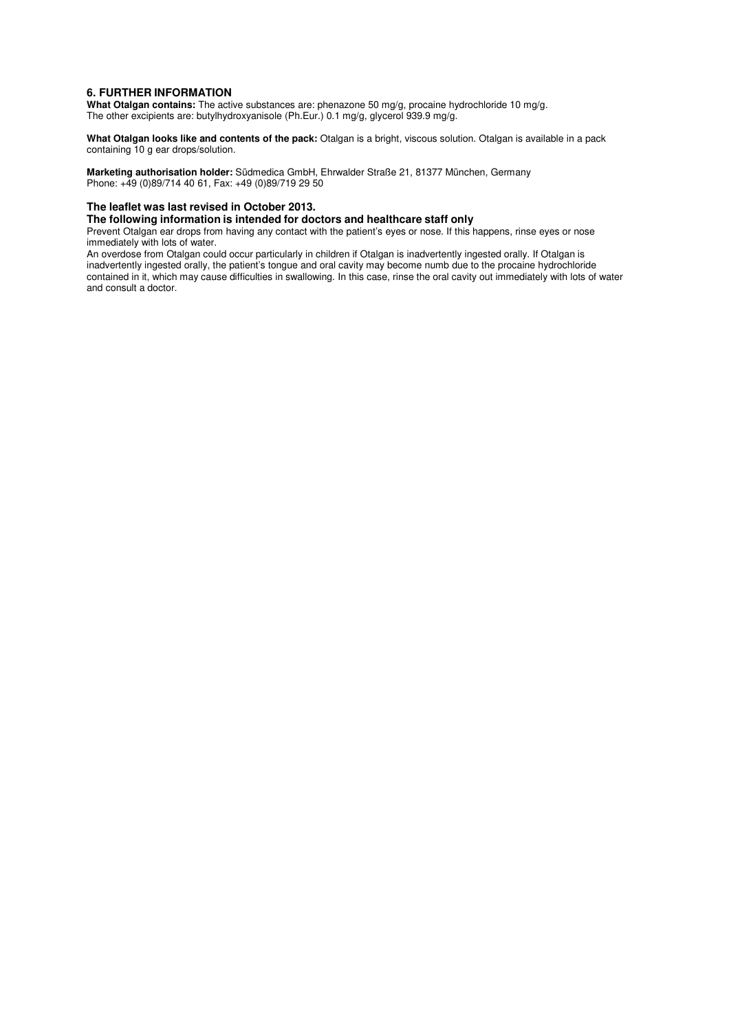## 6. FURTHER INFORMATION

**What Otalgan contains:** The active substances are: phenazone 50 mg/g, procaine hydrochloride 10 mg/g.
The other excipients are: butylhydroxyanisole (Ph.Eur.) 0.1 mg/g, glycerol 939.9 mg/g.

**What Otalgan looks like and contents of the pack:** Otalgan is a bright, viscous solution. Otalgan is available in a pack containing 10 g ear drops/solution.

**Marketing authorisation holder:** Südmedica GmbH, Ehrwalder Straße 21, 81377 München, Germany
Phone: +49 (0)89/714 40 61, Fax: +49 (0)89/719 29 50

**The leaflet was last revised in October 2013.**

**The following information is intended for doctors and healthcare staff only**

Prevent Otalgan ear drops from having any contact with the patient's eyes or nose. If this happens, rinse eyes or nose immediately with lots of water.

An overdose from Otalgan could occur particularly in children if Otalgan is inadvertently ingested orally. If Otalgan is inadvertently ingested orally, the patient's tongue and oral cavity may become numb due to the procaine hydrochloride contained in it, which may cause difficulties in swallowing. In this case, rinse the oral cavity out immediately with lots of water and consult a doctor.